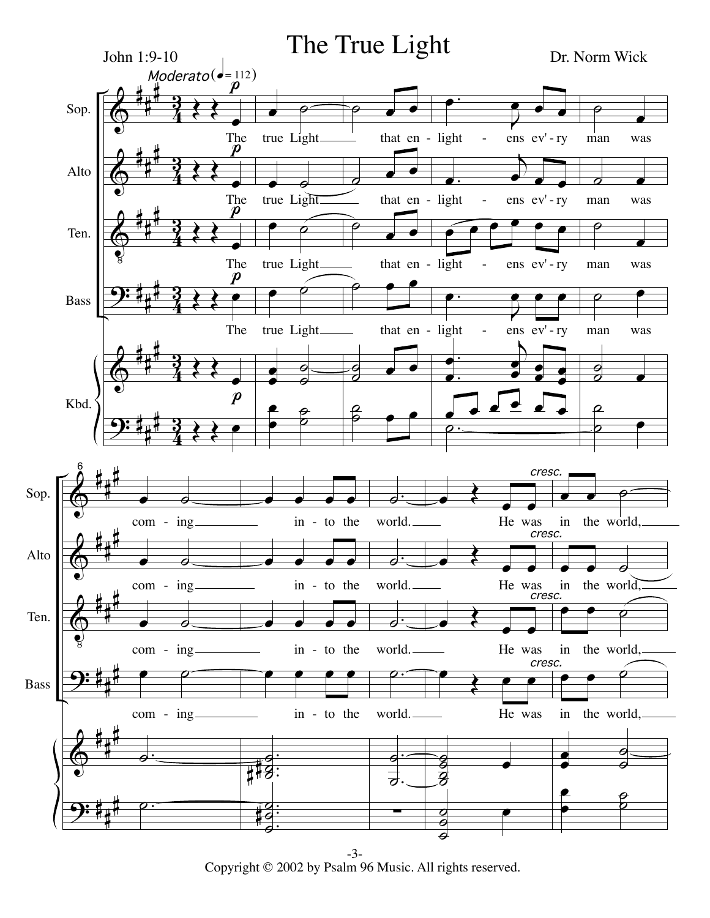# The True Light

John 1:9-10

Dr. Norm Wick

*Moderato* (♩ = 112)

Sop., Alto, Ten., Bass:

The true Light that en - light - ens ev' - ry man was com - ing into the world. He was in the world,

Copyright © 2002 by Psalm 96 Music. All rights reserved.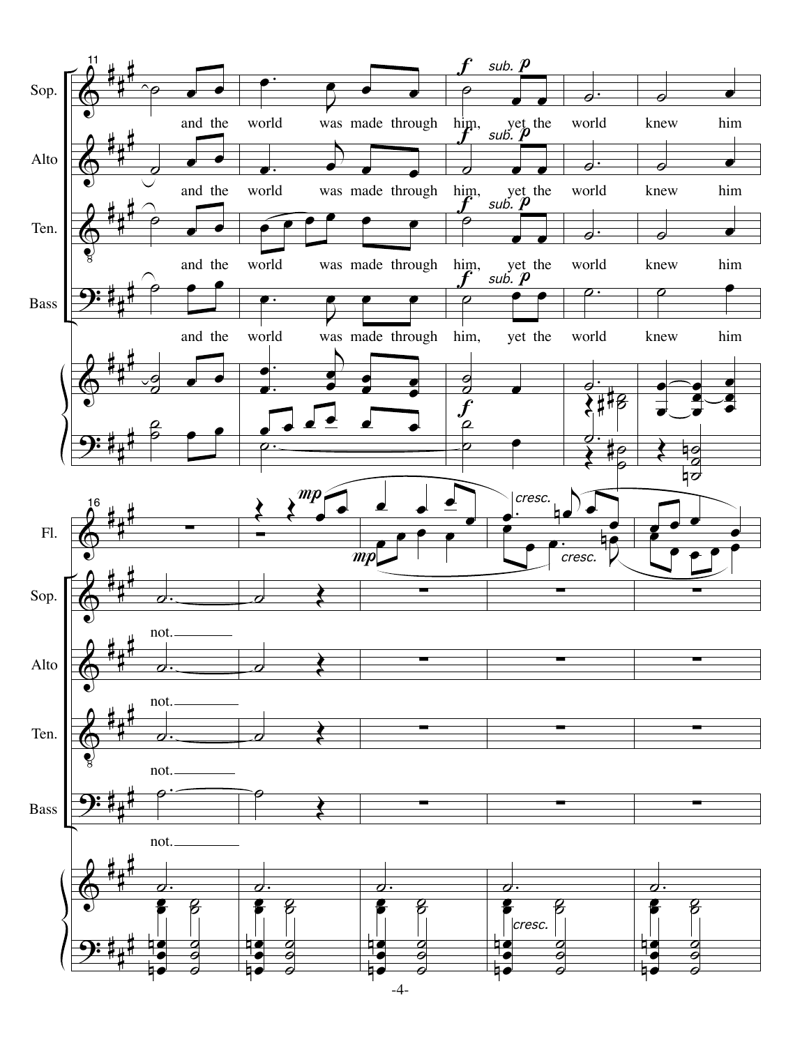and the world was made through him, yet the world knew him not.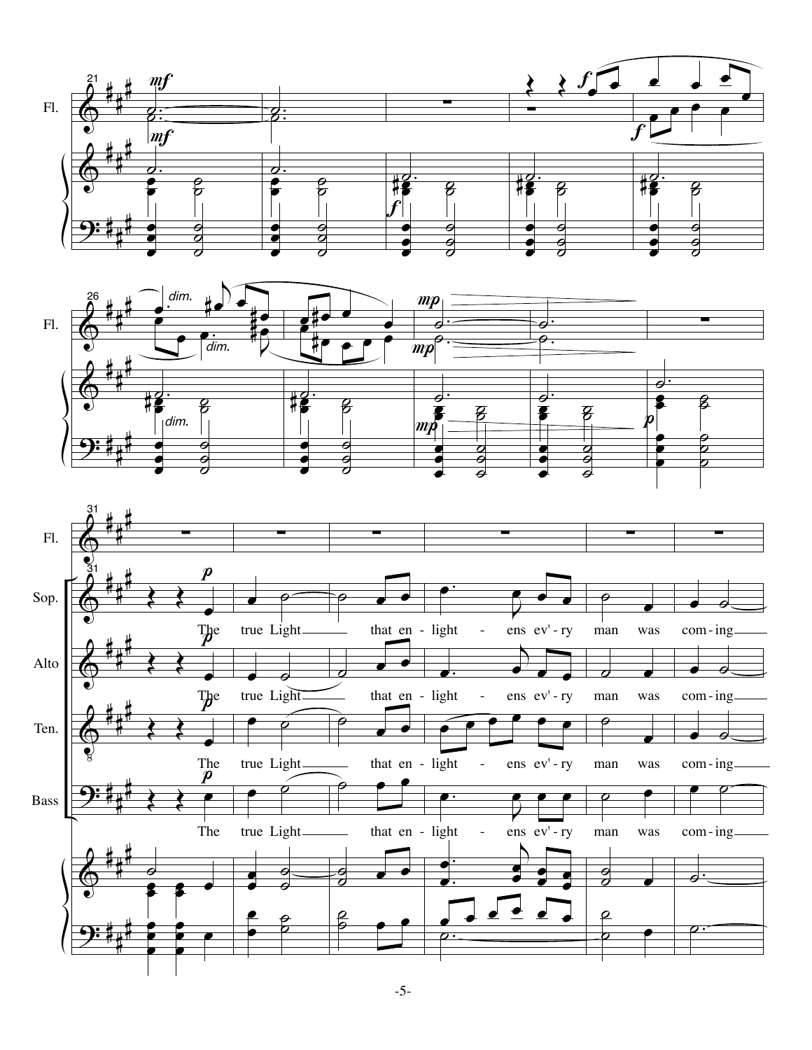The true Light that en - light - ens ev'-ry man was com-ing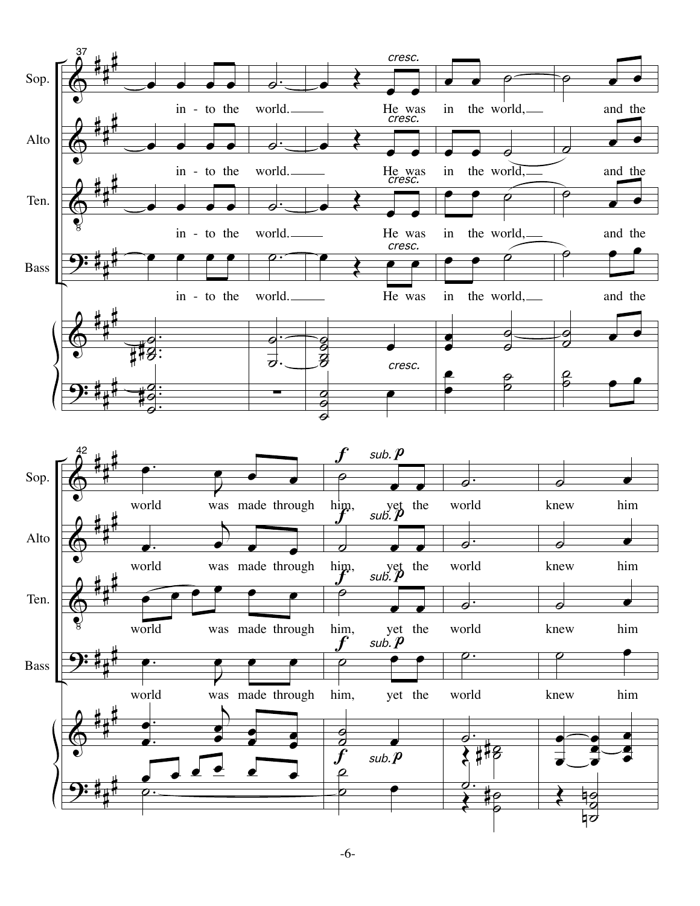Sop. / Alto / Ten. / Bass (mm. 37–41):

in - to the world. He was in the world, and the

*cresc.*

Sop. / Alto / Ten. / Bass (mm. 42–45):

world was made through him, yet the world knew him

***f*** *sub.* ***p***